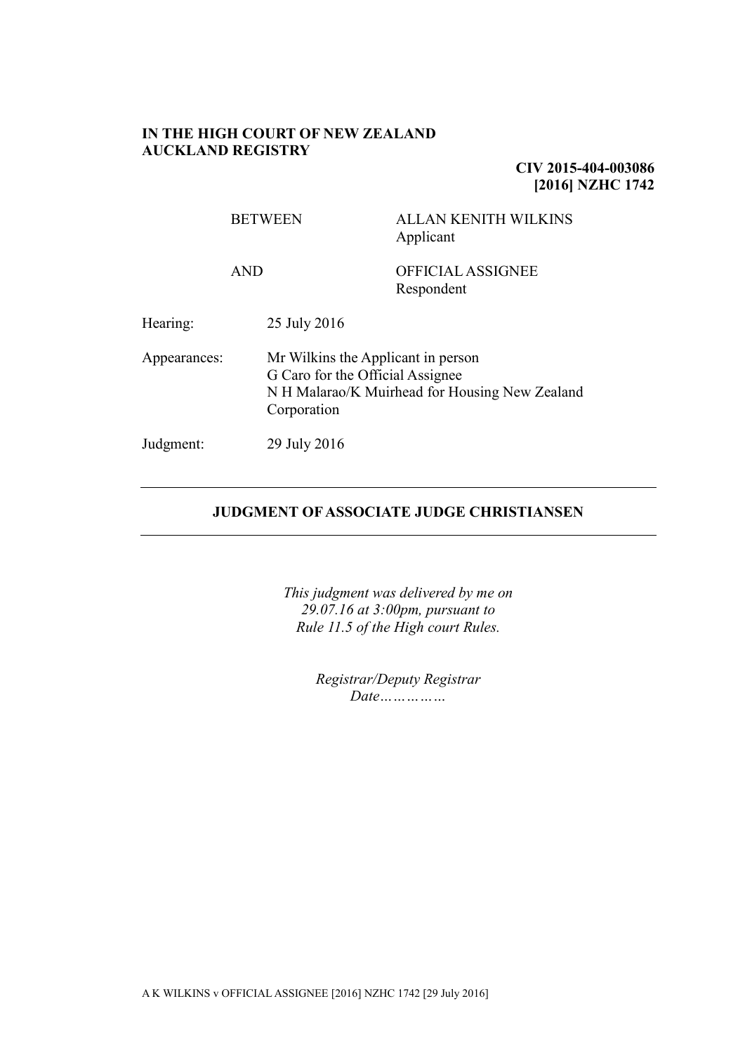**IN THE HIGH COURT OF NEW ZEALAND**
**AUCKLAND REGISTRY**

**CIV 2015-404-003086**
**[2016] NZHC 1742**

| | |
|---|---|
| BETWEEN | ALLAN KENITH WILKINS<br>Applicant |
| AND | OFFICIAL ASSIGNEE<br>Respondent |

| | |
|---|---|
| Hearing: | 25 July 2016 |
| Appearances: | Mr Wilkins the Applicant in person<br>G Caro for the Official Assignee<br>N H Malarao/K Muirhead for Housing New Zealand Corporation |
| Judgment: | 29 July 2016 |

---

**JUDGMENT OF ASSOCIATE JUDGE CHRISTIANSEN**

---

*This judgment was delivered by me on 29.07.16 at 3:00pm, pursuant to Rule 11.5 of the High court Rules.*

*Registrar/Deputy Registrar*
*Date……………*

A K WILKINS v OFFICIAL ASSIGNEE [2016] NZHC 1742 [29 July 2016]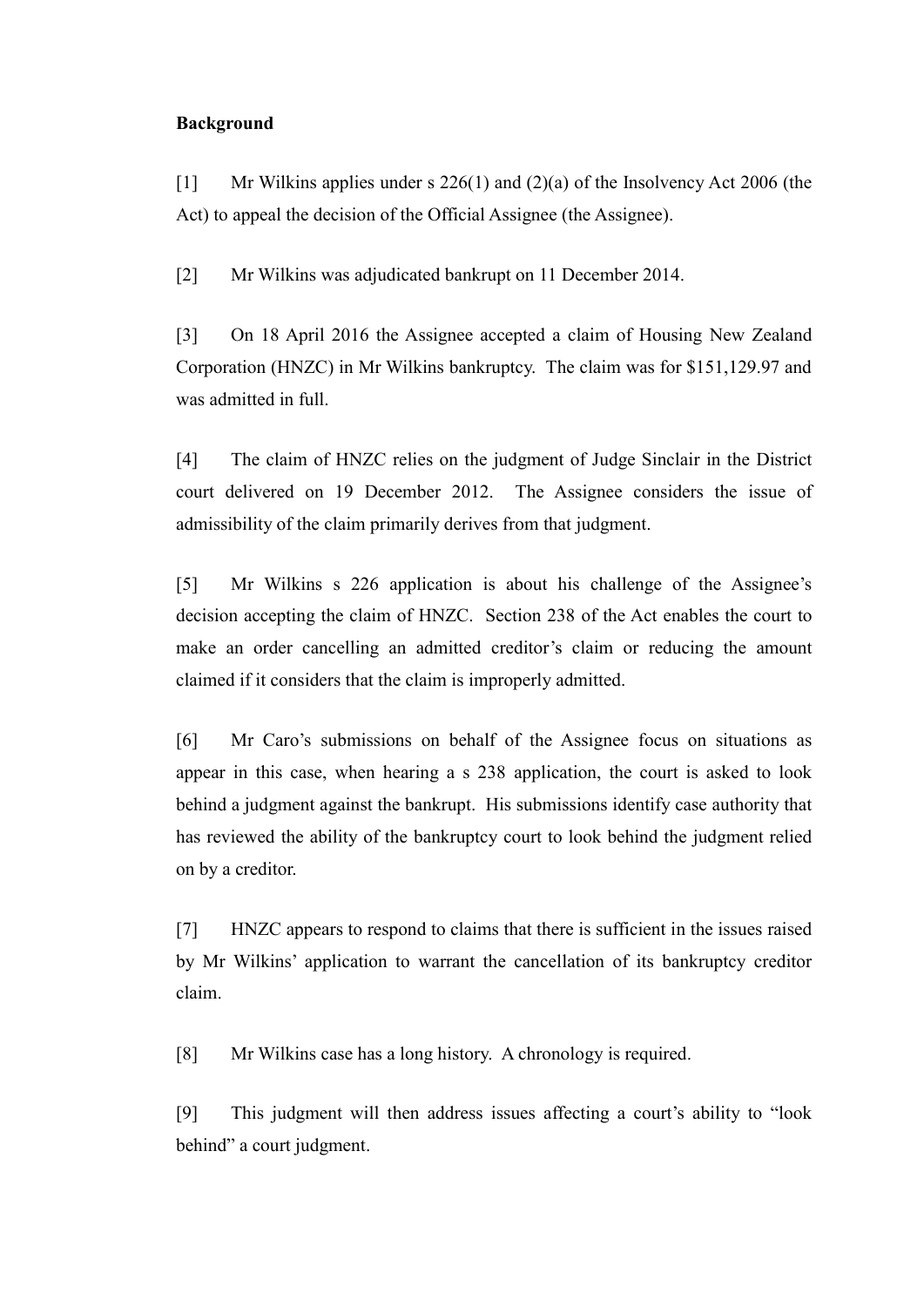**Background**

[1] Mr Wilkins applies under s 226(1) and (2)(a) of the Insolvency Act 2006 (the Act) to appeal the decision of the Official Assignee (the Assignee).

[2] Mr Wilkins was adjudicated bankrupt on 11 December 2014.

[3] On 18 April 2016 the Assignee accepted a claim of Housing New Zealand Corporation (HNZC) in Mr Wilkins bankruptcy. The claim was for $151,129.97 and was admitted in full.

[4] The claim of HNZC relies on the judgment of Judge Sinclair in the District court delivered on 19 December 2012. The Assignee considers the issue of admissibility of the claim primarily derives from that judgment.

[5] Mr Wilkins s 226 application is about his challenge of the Assignee's decision accepting the claim of HNZC. Section 238 of the Act enables the court to make an order cancelling an admitted creditor's claim or reducing the amount claimed if it considers that the claim is improperly admitted.

[6] Mr Caro's submissions on behalf of the Assignee focus on situations as appear in this case, when hearing a s 238 application, the court is asked to look behind a judgment against the bankrupt. His submissions identify case authority that has reviewed the ability of the bankruptcy court to look behind the judgment relied on by a creditor.

[7] HNZC appears to respond to claims that there is sufficient in the issues raised by Mr Wilkins' application to warrant the cancellation of its bankruptcy creditor claim.

[8] Mr Wilkins case has a long history. A chronology is required.

[9] This judgment will then address issues affecting a court's ability to "look behind" a court judgment.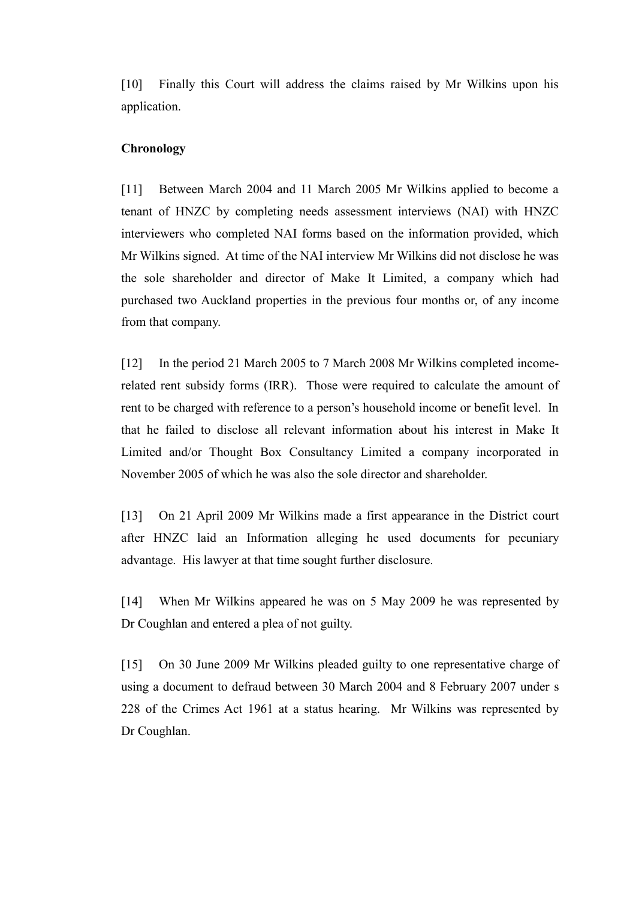[10] Finally this Court will address the claims raised by Mr Wilkins upon his application.

**Chronology**

[11] Between March 2004 and 11 March 2005 Mr Wilkins applied to become a tenant of HNZC by completing needs assessment interviews (NAI) with HNZC interviewers who completed NAI forms based on the information provided, which Mr Wilkins signed. At time of the NAI interview Mr Wilkins did not disclose he was the sole shareholder and director of Make It Limited, a company which had purchased two Auckland properties in the previous four months or, of any income from that company.

[12] In the period 21 March 2005 to 7 March 2008 Mr Wilkins completed income-related rent subsidy forms (IRR). Those were required to calculate the amount of rent to be charged with reference to a person's household income or benefit level. In that he failed to disclose all relevant information about his interest in Make It Limited and/or Thought Box Consultancy Limited a company incorporated in November 2005 of which he was also the sole director and shareholder.

[13] On 21 April 2009 Mr Wilkins made a first appearance in the District court after HNZC laid an Information alleging he used documents for pecuniary advantage. His lawyer at that time sought further disclosure.

[14] When Mr Wilkins appeared he was on 5 May 2009 he was represented by Dr Coughlan and entered a plea of not guilty.

[15] On 30 June 2009 Mr Wilkins pleaded guilty to one representative charge of using a document to defraud between 30 March 2004 and 8 February 2007 under s 228 of the Crimes Act 1961 at a status hearing. Mr Wilkins was represented by Dr Coughlan.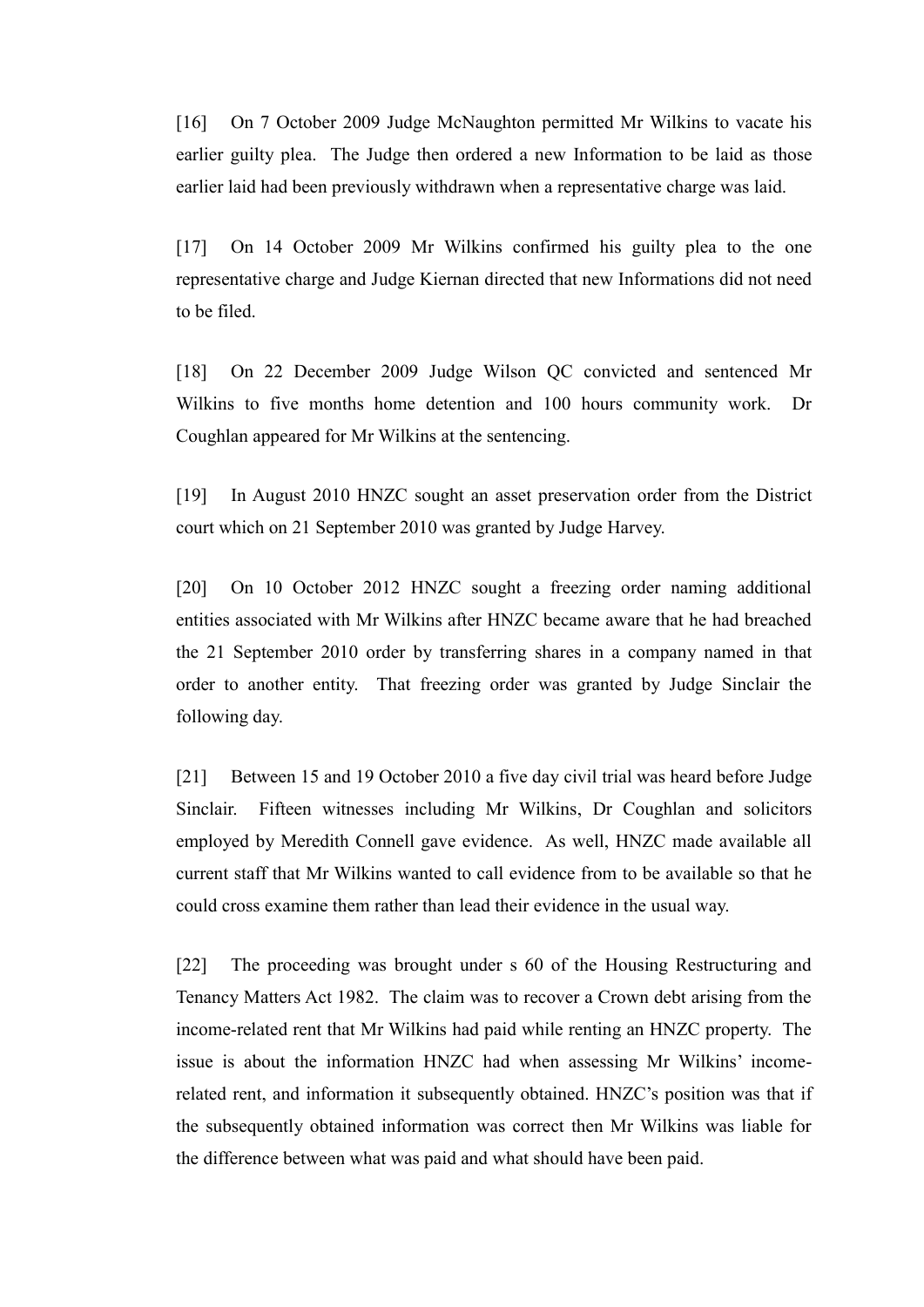[16] On 7 October 2009 Judge McNaughton permitted Mr Wilkins to vacate his earlier guilty plea. The Judge then ordered a new Information to be laid as those earlier laid had been previously withdrawn when a representative charge was laid.

[17] On 14 October 2009 Mr Wilkins confirmed his guilty plea to the one representative charge and Judge Kiernan directed that new Informations did not need to be filed.

[18] On 22 December 2009 Judge Wilson QC convicted and sentenced Mr Wilkins to five months home detention and 100 hours community work. Dr Coughlan appeared for Mr Wilkins at the sentencing.

[19] In August 2010 HNZC sought an asset preservation order from the District court which on 21 September 2010 was granted by Judge Harvey.

[20] On 10 October 2012 HNZC sought a freezing order naming additional entities associated with Mr Wilkins after HNZC became aware that he had breached the 21 September 2010 order by transferring shares in a company named in that order to another entity. That freezing order was granted by Judge Sinclair the following day.

[21] Between 15 and 19 October 2010 a five day civil trial was heard before Judge Sinclair. Fifteen witnesses including Mr Wilkins, Dr Coughlan and solicitors employed by Meredith Connell gave evidence. As well, HNZC made available all current staff that Mr Wilkins wanted to call evidence from to be available so that he could cross examine them rather than lead their evidence in the usual way.

[22] The proceeding was brought under s 60 of the Housing Restructuring and Tenancy Matters Act 1982. The claim was to recover a Crown debt arising from the income-related rent that Mr Wilkins had paid while renting an HNZC property. The issue is about the information HNZC had when assessing Mr Wilkins' income-related rent, and information it subsequently obtained. HNZC's position was that if the subsequently obtained information was correct then Mr Wilkins was liable for the difference between what was paid and what should have been paid.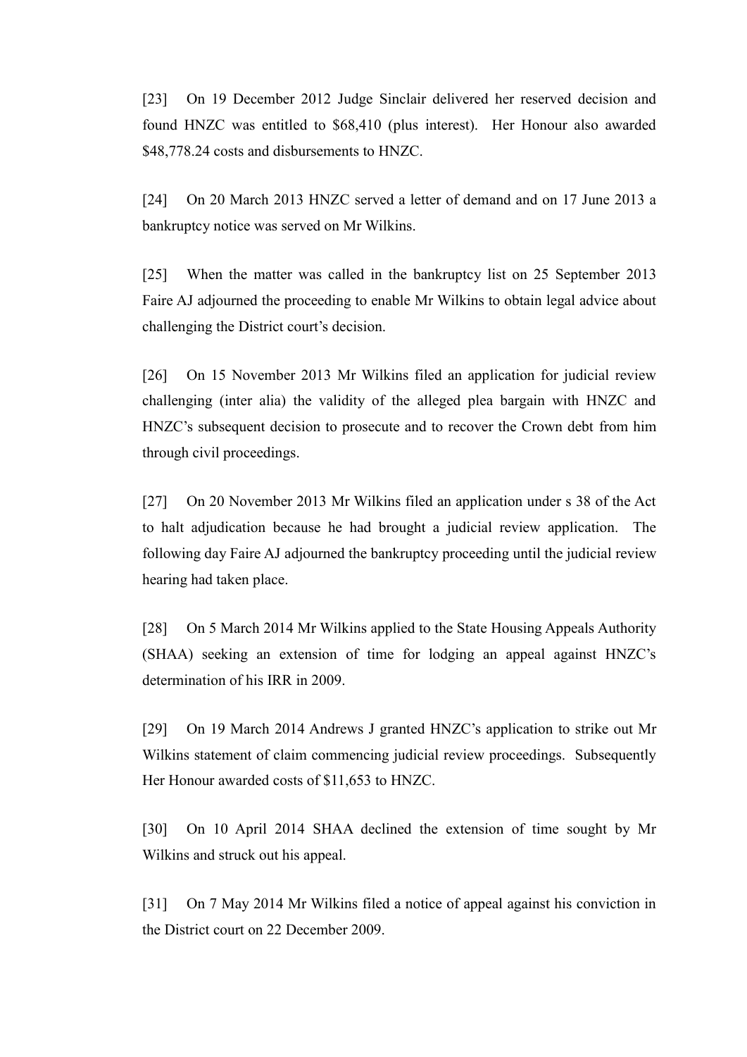[23] On 19 December 2012 Judge Sinclair delivered her reserved decision and found HNZC was entitled to $68,410 (plus interest). Her Honour also awarded $48,778.24 costs and disbursements to HNZC.

[24] On 20 March 2013 HNZC served a letter of demand and on 17 June 2013 a bankruptcy notice was served on Mr Wilkins.

[25] When the matter was called in the bankruptcy list on 25 September 2013 Faire AJ adjourned the proceeding to enable Mr Wilkins to obtain legal advice about challenging the District court's decision.

[26] On 15 November 2013 Mr Wilkins filed an application for judicial review challenging (inter alia) the validity of the alleged plea bargain with HNZC and HNZC's subsequent decision to prosecute and to recover the Crown debt from him through civil proceedings.

[27] On 20 November 2013 Mr Wilkins filed an application under s 38 of the Act to halt adjudication because he had brought a judicial review application. The following day Faire AJ adjourned the bankruptcy proceeding until the judicial review hearing had taken place.

[28] On 5 March 2014 Mr Wilkins applied to the State Housing Appeals Authority (SHAA) seeking an extension of time for lodging an appeal against HNZC's determination of his IRR in 2009.

[29] On 19 March 2014 Andrews J granted HNZC's application to strike out Mr Wilkins statement of claim commencing judicial review proceedings. Subsequently Her Honour awarded costs of $11,653 to HNZC.

[30] On 10 April 2014 SHAA declined the extension of time sought by Mr Wilkins and struck out his appeal.

[31] On 7 May 2014 Mr Wilkins filed a notice of appeal against his conviction in the District court on 22 December 2009.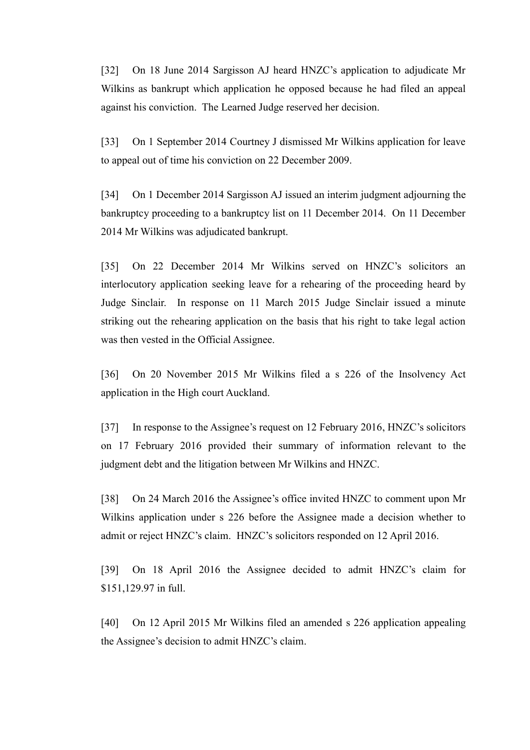[32] On 18 June 2014 Sargisson AJ heard HNZC's application to adjudicate Mr Wilkins as bankrupt which application he opposed because he had filed an appeal against his conviction. The Learned Judge reserved her decision.

[33] On 1 September 2014 Courtney J dismissed Mr Wilkins application for leave to appeal out of time his conviction on 22 December 2009.

[34] On 1 December 2014 Sargisson AJ issued an interim judgment adjourning the bankruptcy proceeding to a bankruptcy list on 11 December 2014. On 11 December 2014 Mr Wilkins was adjudicated bankrupt.

[35] On 22 December 2014 Mr Wilkins served on HNZC's solicitors an interlocutory application seeking leave for a rehearing of the proceeding heard by Judge Sinclair. In response on 11 March 2015 Judge Sinclair issued a minute striking out the rehearing application on the basis that his right to take legal action was then vested in the Official Assignee.

[36] On 20 November 2015 Mr Wilkins filed a s 226 of the Insolvency Act application in the High court Auckland.

[37] In response to the Assignee's request on 12 February 2016, HNZC's solicitors on 17 February 2016 provided their summary of information relevant to the judgment debt and the litigation between Mr Wilkins and HNZC.

[38] On 24 March 2016 the Assignee's office invited HNZC to comment upon Mr Wilkins application under s 226 before the Assignee made a decision whether to admit or reject HNZC's claim. HNZC's solicitors responded on 12 April 2016.

[39] On 18 April 2016 the Assignee decided to admit HNZC's claim for $151,129.97 in full.

[40] On 12 April 2015 Mr Wilkins filed an amended s 226 application appealing the Assignee's decision to admit HNZC's claim.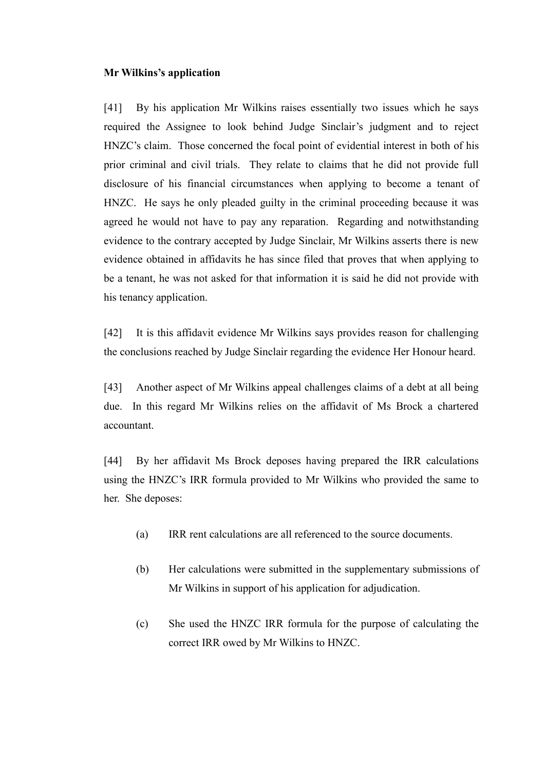**Mr Wilkins's application**

[41] By his application Mr Wilkins raises essentially two issues which he says required the Assignee to look behind Judge Sinclair's judgment and to reject HNZC's claim. Those concerned the focal point of evidential interest in both of his prior criminal and civil trials. They relate to claims that he did not provide full disclosure of his financial circumstances when applying to become a tenant of HNZC. He says he only pleaded guilty in the criminal proceeding because it was agreed he would not have to pay any reparation. Regarding and notwithstanding evidence to the contrary accepted by Judge Sinclair, Mr Wilkins asserts there is new evidence obtained in affidavits he has since filed that proves that when applying to be a tenant, he was not asked for that information it is said he did not provide with his tenancy application.

[42] It is this affidavit evidence Mr Wilkins says provides reason for challenging the conclusions reached by Judge Sinclair regarding the evidence Her Honour heard.

[43] Another aspect of Mr Wilkins appeal challenges claims of a debt at all being due. In this regard Mr Wilkins relies on the affidavit of Ms Brock a chartered accountant.

[44] By her affidavit Ms Brock deposes having prepared the IRR calculations using the HNZC's IRR formula provided to Mr Wilkins who provided the same to her. She deposes:

- (a) IRR rent calculations are all referenced to the source documents.
- (b) Her calculations were submitted in the supplementary submissions of Mr Wilkins in support of his application for adjudication.
- (c) She used the HNZC IRR formula for the purpose of calculating the correct IRR owed by Mr Wilkins to HNZC.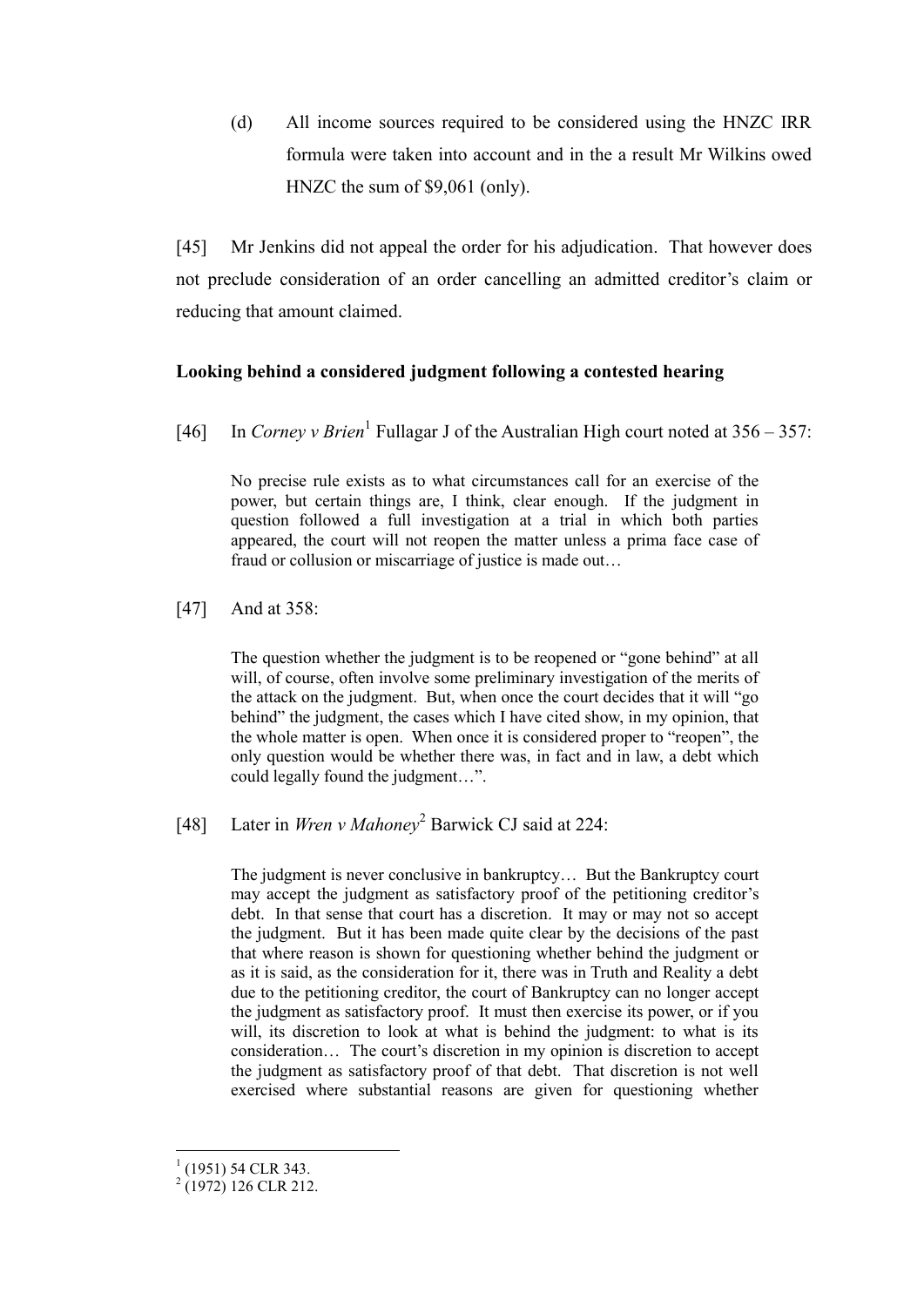(d) All income sources required to be considered using the HNZC IRR formula were taken into account and in the a result Mr Wilkins owed HNZC the sum of $9,061 (only).

[45] Mr Jenkins did not appeal the order for his adjudication. That however does not preclude consideration of an order cancelling an admitted creditor's claim or reducing that amount claimed.

**Looking behind a considered judgment following a contested hearing**

[46] In *Corney v Brien*[1] Fullagar J of the Australian High court noted at 356 – 357:

> No precise rule exists as to what circumstances call for an exercise of the power, but certain things are, I think, clear enough. If the judgment in question followed a full investigation at a trial in which both parties appeared, the court will not reopen the matter unless a prima face case of fraud or collusion or miscarriage of justice is made out…

[47] And at 358:

> The question whether the judgment is to be reopened or "gone behind" at all will, of course, often involve some preliminary investigation of the merits of the attack on the judgment. But, when once the court decides that it will "go behind" the judgment, the cases which I have cited show, in my opinion, that the whole matter is open. When once it is considered proper to "reopen", the only question would be whether there was, in fact and in law, a debt which could legally found the judgment…".

[48] Later in *Wren v Mahoney*[2] Barwick CJ said at 224:

> The judgment is never conclusive in bankruptcy… But the Bankruptcy court may accept the judgment as satisfactory proof of the petitioning creditor's debt. In that sense that court has a discretion. It may or may not so accept the judgment. But it has been made quite clear by the decisions of the past that where reason is shown for questioning whether behind the judgment or as it is said, as the consideration for it, there was in Truth and Reality a debt due to the petitioning creditor, the court of Bankruptcy can no longer accept the judgment as satisfactory proof. It must then exercise its power, or if you will, its discretion to look at what is behind the judgment: to what is its consideration… The court's discretion in my opinion is discretion to accept the judgment as satisfactory proof of that debt. That discretion is not well exercised where substantial reasons are given for questioning whether

[1] (1951) 54 CLR 343.

[2] (1972) 126 CLR 212.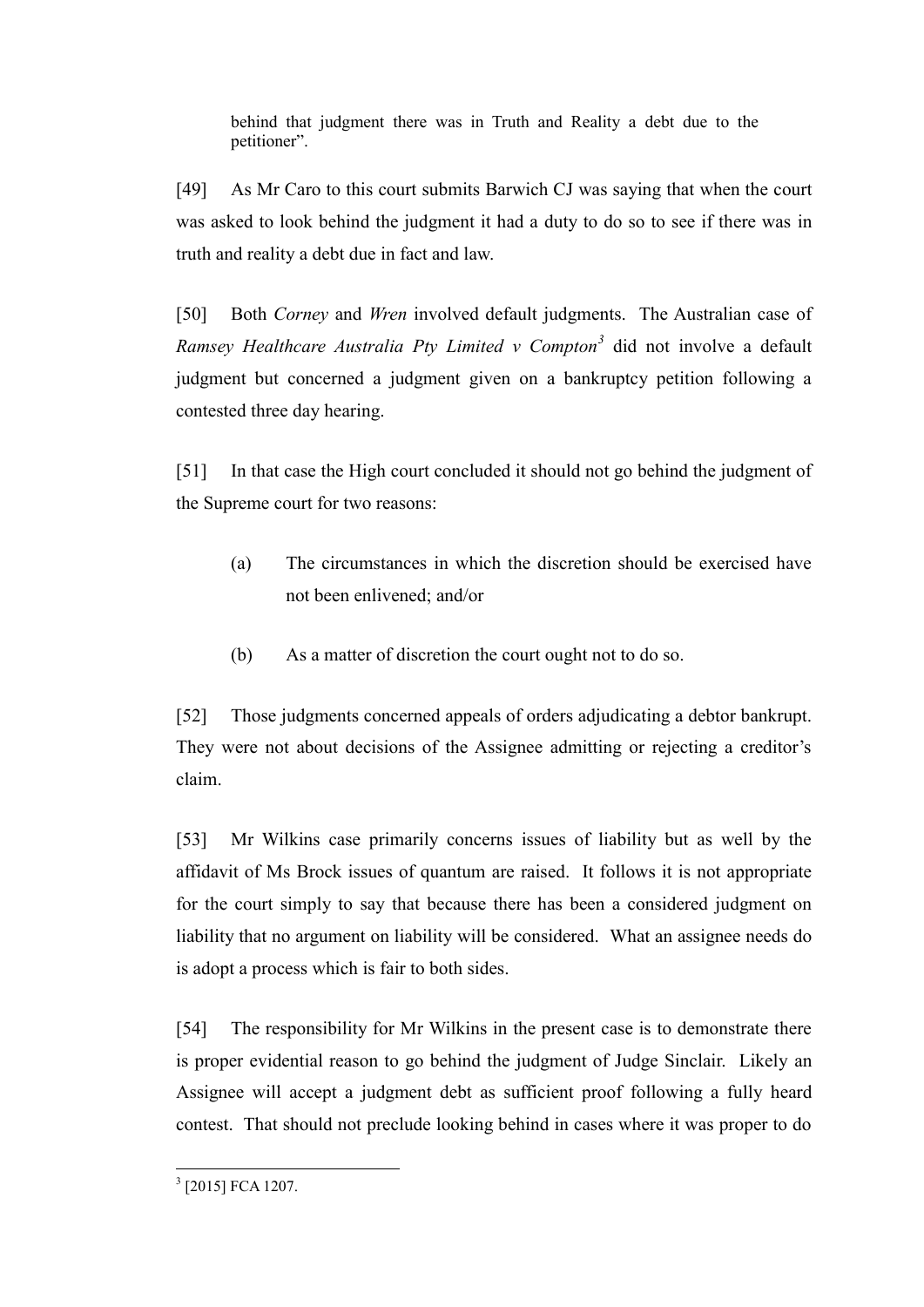> behind that judgment there was in Truth and Reality a debt due to the petitioner".

[49] As Mr Caro to this court submits Barwich CJ was saying that when the court was asked to look behind the judgment it had a duty to do so to see if there was in truth and reality a debt due in fact and law.

[50] Both *Corney* and *Wren* involved default judgments. The Australian case of *Ramsey Healthcare Australia Pty Limited v Compton*[3] did not involve a default judgment but concerned a judgment given on a bankruptcy petition following a contested three day hearing.

[51] In that case the High court concluded it should not go behind the judgment of the Supreme court for two reasons:

(a) The circumstances in which the discretion should be exercised have not been enlivened; and/or

(b) As a matter of discretion the court ought not to do so.

[52] Those judgments concerned appeals of orders adjudicating a debtor bankrupt. They were not about decisions of the Assignee admitting or rejecting a creditor's claim.

[53] Mr Wilkins case primarily concerns issues of liability but as well by the affidavit of Ms Brock issues of quantum are raised. It follows it is not appropriate for the court simply to say that because there has been a considered judgment on liability that no argument on liability will be considered. What an assignee needs do is adopt a process which is fair to both sides.

[54] The responsibility for Mr Wilkins in the present case is to demonstrate there is proper evidential reason to go behind the judgment of Judge Sinclair. Likely an Assignee will accept a judgment debt as sufficient proof following a fully heard contest. That should not preclude looking behind in cases where it was proper to do

---

[3] [2015] FCA 1207.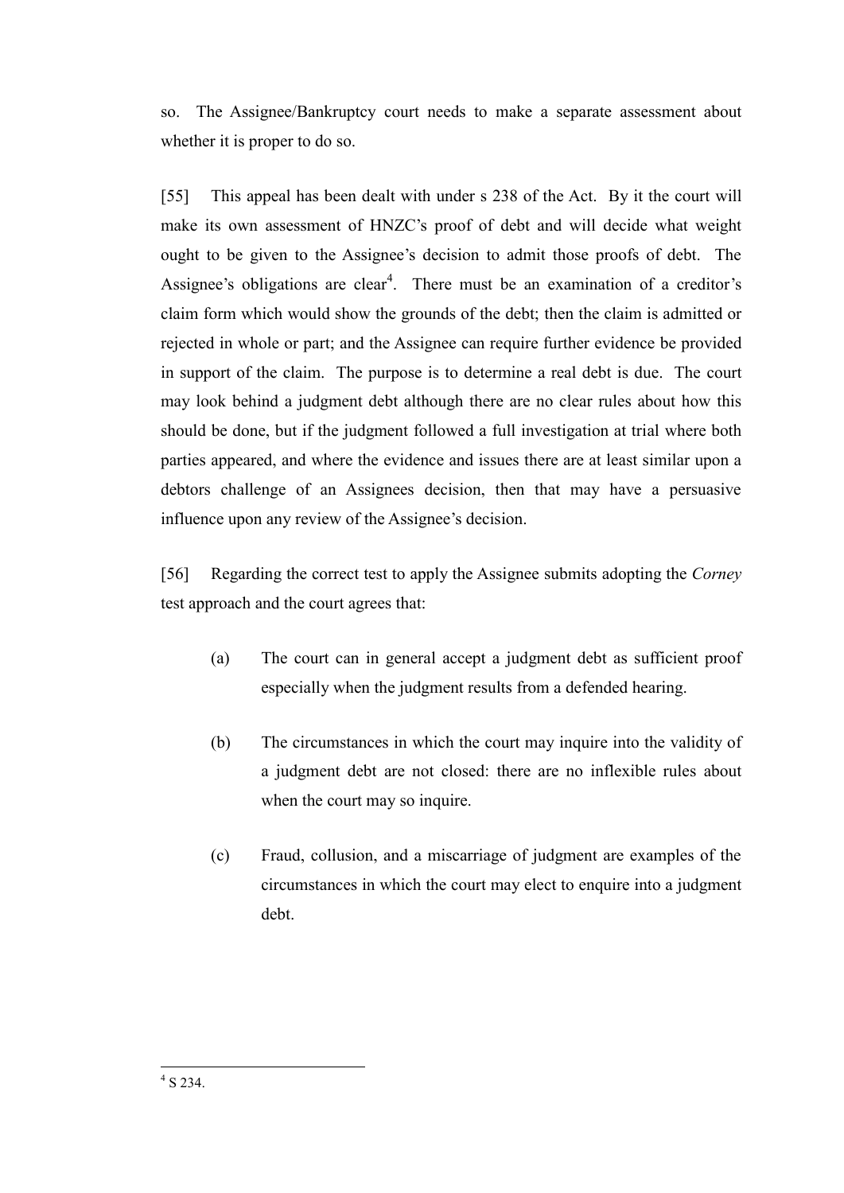so. The Assignee/Bankruptcy court needs to make a separate assessment about whether it is proper to do so.

[55] This appeal has been dealt with under s 238 of the Act. By it the court will make its own assessment of HNZC's proof of debt and will decide what weight ought to be given to the Assignee's decision to admit those proofs of debt. The Assignee's obligations are clear[4]. There must be an examination of a creditor's claim form which would show the grounds of the debt; then the claim is admitted or rejected in whole or part; and the Assignee can require further evidence be provided in support of the claim. The purpose is to determine a real debt is due. The court may look behind a judgment debt although there are no clear rules about how this should be done, but if the judgment followed a full investigation at trial where both parties appeared, and where the evidence and issues there are at least similar upon a debtors challenge of an Assignees decision, then that may have a persuasive influence upon any review of the Assignee's decision.

[56] Regarding the correct test to apply the Assignee submits adopting the *Corney* test approach and the court agrees that:

(a) The court can in general accept a judgment debt as sufficient proof especially when the judgment results from a defended hearing.

(b) The circumstances in which the court may inquire into the validity of a judgment debt are not closed: there are no inflexible rules about when the court may so inquire.

(c) Fraud, collusion, and a miscarriage of judgment are examples of the circumstances in which the court may elect to enquire into a judgment debt.

---

[4] S 234.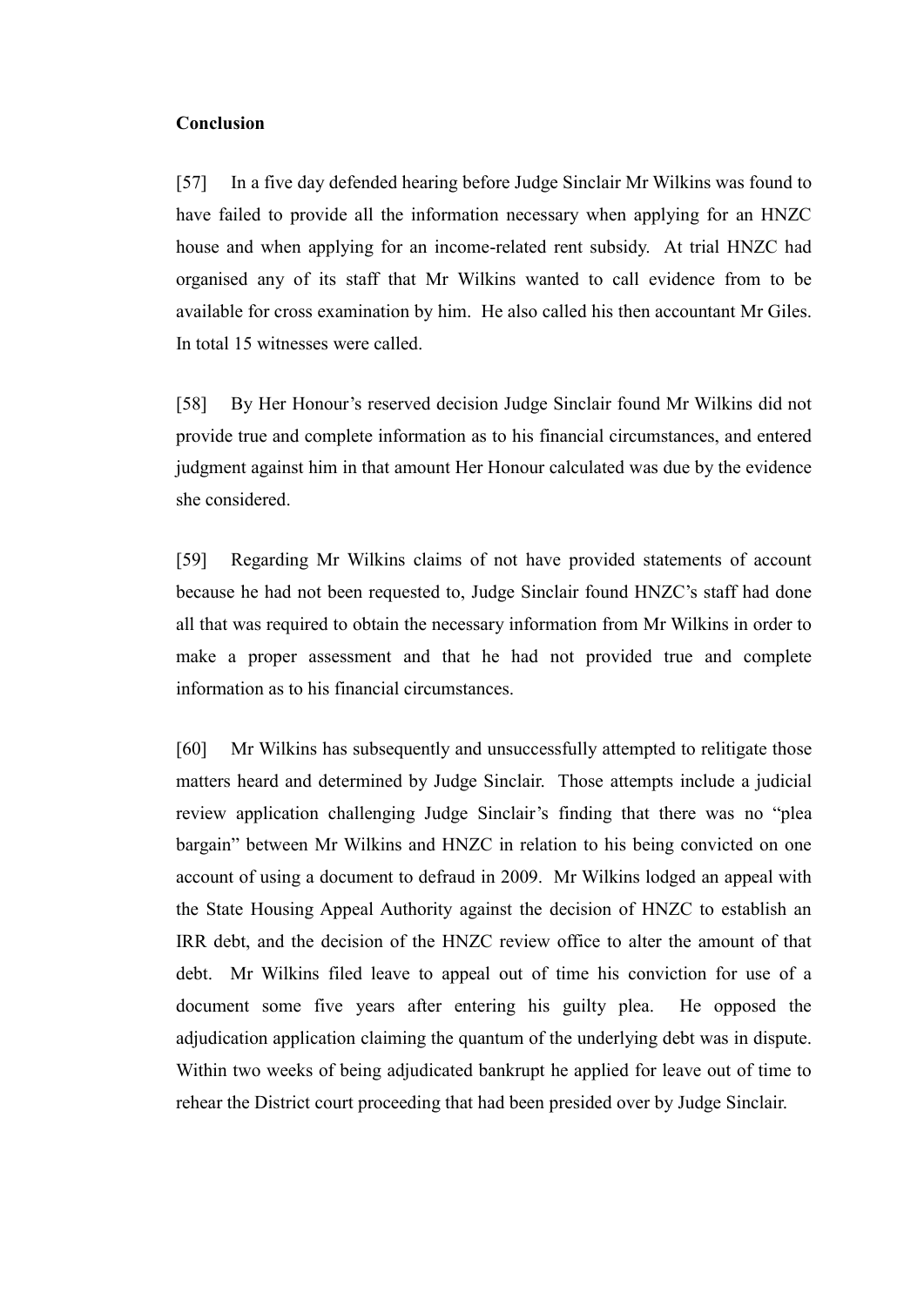**Conclusion**

[57] In a five day defended hearing before Judge Sinclair Mr Wilkins was found to have failed to provide all the information necessary when applying for an HNZC house and when applying for an income-related rent subsidy. At trial HNZC had organised any of its staff that Mr Wilkins wanted to call evidence from to be available for cross examination by him. He also called his then accountant Mr Giles. In total 15 witnesses were called.

[58] By Her Honour's reserved decision Judge Sinclair found Mr Wilkins did not provide true and complete information as to his financial circumstances, and entered judgment against him in that amount Her Honour calculated was due by the evidence she considered.

[59] Regarding Mr Wilkins claims of not have provided statements of account because he had not been requested to, Judge Sinclair found HNZC's staff had done all that was required to obtain the necessary information from Mr Wilkins in order to make a proper assessment and that he had not provided true and complete information as to his financial circumstances.

[60] Mr Wilkins has subsequently and unsuccessfully attempted to relitigate those matters heard and determined by Judge Sinclair. Those attempts include a judicial review application challenging Judge Sinclair's finding that there was no "plea bargain" between Mr Wilkins and HNZC in relation to his being convicted on one account of using a document to defraud in 2009. Mr Wilkins lodged an appeal with the State Housing Appeal Authority against the decision of HNZC to establish an IRR debt, and the decision of the HNZC review office to alter the amount of that debt. Mr Wilkins filed leave to appeal out of time his conviction for use of a document some five years after entering his guilty plea. He opposed the adjudication application claiming the quantum of the underlying debt was in dispute. Within two weeks of being adjudicated bankrupt he applied for leave out of time to rehear the District court proceeding that had been presided over by Judge Sinclair.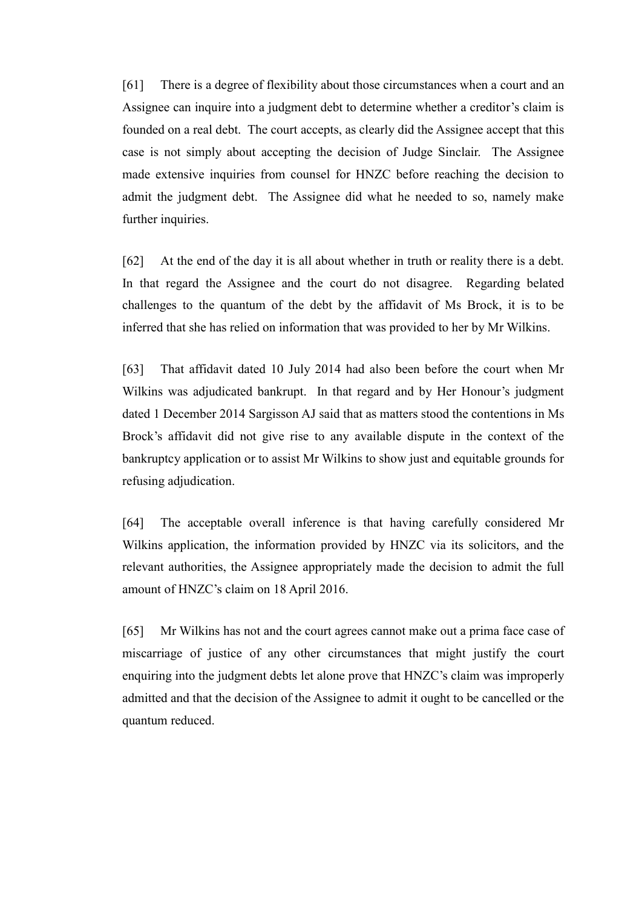[61] There is a degree of flexibility about those circumstances when a court and an Assignee can inquire into a judgment debt to determine whether a creditor's claim is founded on a real debt. The court accepts, as clearly did the Assignee accept that this case is not simply about accepting the decision of Judge Sinclair. The Assignee made extensive inquiries from counsel for HNZC before reaching the decision to admit the judgment debt. The Assignee did what he needed to so, namely make further inquiries.

[62] At the end of the day it is all about whether in truth or reality there is a debt. In that regard the Assignee and the court do not disagree. Regarding belated challenges to the quantum of the debt by the affidavit of Ms Brock, it is to be inferred that she has relied on information that was provided to her by Mr Wilkins.

[63] That affidavit dated 10 July 2014 had also been before the court when Mr Wilkins was adjudicated bankrupt. In that regard and by Her Honour's judgment dated 1 December 2014 Sargisson AJ said that as matters stood the contentions in Ms Brock's affidavit did not give rise to any available dispute in the context of the bankruptcy application or to assist Mr Wilkins to show just and equitable grounds for refusing adjudication.

[64] The acceptable overall inference is that having carefully considered Mr Wilkins application, the information provided by HNZC via its solicitors, and the relevant authorities, the Assignee appropriately made the decision to admit the full amount of HNZC's claim on 18 April 2016.

[65] Mr Wilkins has not and the court agrees cannot make out a prima face case of miscarriage of justice of any other circumstances that might justify the court enquiring into the judgment debts let alone prove that HNZC's claim was improperly admitted and that the decision of the Assignee to admit it ought to be cancelled or the quantum reduced.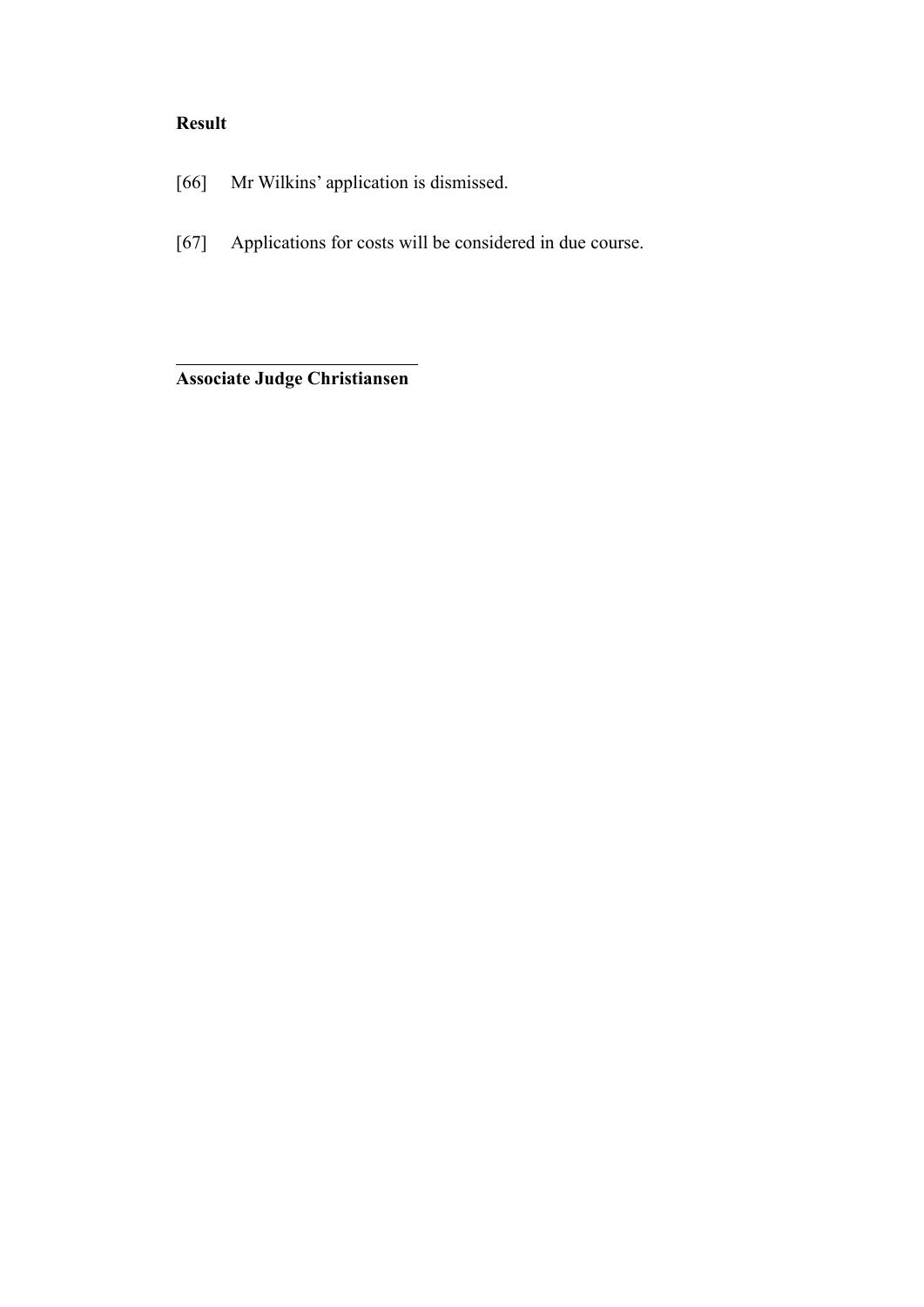**Result**

[66] Mr Wilkins' application is dismissed.

[67] Applications for costs will be considered in due course.

---

**Associate Judge Christiansen**